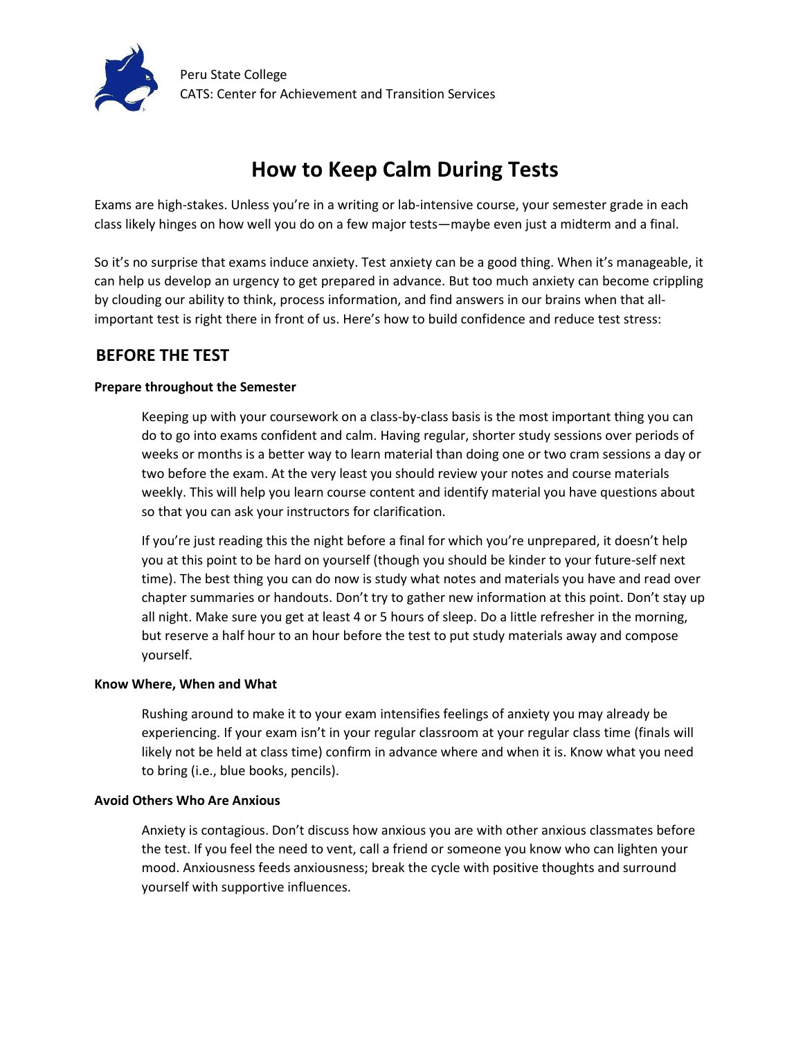Peru State College
CATS: Center for Achievement and Transition Services

# How to Keep Calm During Tests

Exams are high-stakes. Unless you're in a writing or lab-intensive course, your semester grade in each class likely hinges on how well you do on a few major tests—maybe even just a midterm and a final.

So it's no surprise that exams induce anxiety. Test anxiety can be a good thing. When it's manageable, it can help us develop an urgency to get prepared in advance. But too much anxiety can become crippling by clouding our ability to think, process information, and find answers in our brains when that all-important test is right there in front of us. Here's how to build confidence and reduce test stress:

## BEFORE THE TEST

### Prepare throughout the Semester

Keeping up with your coursework on a class-by-class basis is the most important thing you can do to go into exams confident and calm. Having regular, shorter study sessions over periods of weeks or months is a better way to learn material than doing one or two cram sessions a day or two before the exam. At the very least you should review your notes and course materials weekly. This will help you learn course content and identify material you have questions about so that you can ask your instructors for clarification.

If you're just reading this the night before a final for which you're unprepared, it doesn't help you at this point to be hard on yourself (though you should be kinder to your future-self next time). The best thing you can do now is study what notes and materials you have and read over chapter summaries or handouts. Don't try to gather new information at this point. Don't stay up all night. Make sure you get at least 4 or 5 hours of sleep. Do a little refresher in the morning, but reserve a half hour to an hour before the test to put study materials away and compose yourself.

### Know Where, When and What

Rushing around to make it to your exam intensifies feelings of anxiety you may already be experiencing. If your exam isn't in your regular classroom at your regular class time (finals will likely not be held at class time) confirm in advance where and when it is. Know what you need to bring (i.e., blue books, pencils).

### Avoid Others Who Are Anxious

Anxiety is contagious. Don't discuss how anxious you are with other anxious classmates before the test. If you feel the need to vent, call a friend or someone you know who can lighten your mood. Anxiousness feeds anxiousness; break the cycle with positive thoughts and surround yourself with supportive influences.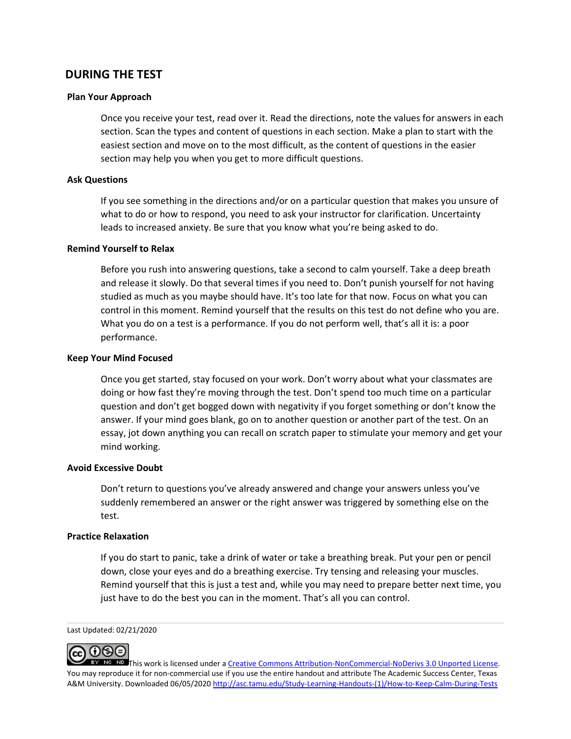## DURING THE TEST

### Plan Your Approach

Once you receive your test, read over it. Read the directions, note the values for answers in each section. Scan the types and content of questions in each section. Make a plan to start with the easiest section and move on to the most difficult, as the content of questions in the easier section may help you when you get to more difficult questions.

### Ask Questions

If you see something in the directions and/or on a particular question that makes you unsure of what to do or how to respond, you need to ask your instructor for clarification. Uncertainty leads to increased anxiety. Be sure that you know what you're being asked to do.

### Remind Yourself to Relax

Before you rush into answering questions, take a second to calm yourself. Take a deep breath and release it slowly. Do that several times if you need to. Don't punish yourself for not having studied as much as you maybe should have. It's too late for that now. Focus on what you can control in this moment. Remind yourself that the results on this test do not define who you are. What you do on a test is a performance. If you do not perform well, that's all it is: a poor performance.

### Keep Your Mind Focused

Once you get started, stay focused on your work. Don't worry about what your classmates are doing or how fast they're moving through the test. Don't spend too much time on a particular question and don't get bogged down with negativity if you forget something or don't know the answer. If your mind goes blank, go on to another question or another part of the test. On an essay, jot down anything you can recall on scratch paper to stimulate your memory and get your mind working.

### Avoid Excessive Doubt

Don't return to questions you've already answered and change your answers unless you've suddenly remembered an answer or the right answer was triggered by something else on the test.

### Practice Relaxation

If you do start to panic, take a drink of water or take a breathing break. Put your pen or pencil down, close your eyes and do a breathing exercise. Try tensing and releasing your muscles. Remind yourself that this is just a test and, while you may need to prepare better next time, you just have to do the best you can in the moment. That's all you can control.

---

Last Updated: 02/21/2020

This work is licensed under a [Creative Commons Attribution-NonCommercial-NoDerivs 3.0 Unported License](http://creativecommons.org/licenses/by-nc-nd/3.0/). You may reproduce it for non-commercial use if you use the entire handout and attribute The Academic Success Center, Texas A&M University. Downloaded 06/05/2020 http://asc.tamu.edu/Study-Learning-Handouts-(1)/How-to-Keep-Calm-During-Tests